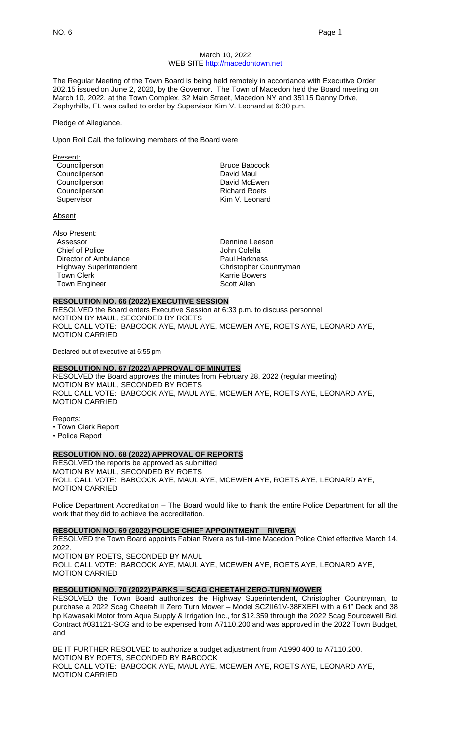March 10, 2022
WEB SITE http://macedontown.net

The Regular Meeting of the Town Board is being held remotely in accordance with Executive Order 202.15 issued on June 2, 2020, by the Governor. The Town of Macedon held the Board meeting on March 10, 2022, at the Town Complex, 32 Main Street, Macedon NY and 35115 Danny Drive, Zephyrhills, FL was called to order by Supervisor Kim V. Leonard at 6:30 p.m.

Pledge of Allegiance.

Upon Roll Call, the following members of the Board were

Present:

| | |
|---|---|
| Councilperson | Bruce Babcock |
| Councilperson | David Maul |
| Councilperson | David McEwen |
| Councilperson | Richard Roets |
| Supervisor | Kim V. Leonard |

Absent

Also Present:

| | |
|---|---|
| Assessor | Dennine Leeson |
| Chief of Police | John Colella |
| Director of Ambulance | Paul Harkness |
| Highway Superintendent | Christopher Countryman |
| Town Clerk | Karrie Bowers |
| Town Engineer | Scott Allen |

**RESOLUTION NO. 66 (2022) EXECUTIVE SESSION**

RESOLVED the Board enters Executive Session at 6:33 p.m. to discuss personnel
MOTION BY MAUL, SECONDED BY ROETS
ROLL CALL VOTE: BABCOCK AYE, MAUL AYE, MCEWEN AYE, ROETS AYE, LEONARD AYE,
MOTION CARRIED

Declared out of executive at 6:55 pm

**RESOLUTION NO. 67 (2022) APPROVAL OF MINUTES**

RESOLVED the Board approves the minutes from February 28, 2022 (regular meeting)
MOTION BY MAUL, SECONDED BY ROETS
ROLL CALL VOTE: BABCOCK AYE, MAUL AYE, MCEWEN AYE, ROETS AYE, LEONARD AYE,
MOTION CARRIED

Reports:

- Town Clerk Report
- Police Report

**RESOLUTION NO. 68 (2022) APPROVAL OF REPORTS**

RESOLVED the reports be approved as submitted
MOTION BY MAUL, SECONDED BY ROETS
ROLL CALL VOTE: BABCOCK AYE, MAUL AYE, MCEWEN AYE, ROETS AYE, LEONARD AYE,
MOTION CARRIED

Police Department Accreditation – The Board would like to thank the entire Police Department for all the work that they did to achieve the accreditation.

**RESOLUTION NO. 69 (2022) POLICE CHIEF APPOINTMENT – RIVERA**

RESOLVED the Town Board appoints Fabian Rivera as full-time Macedon Police Chief effective March 14, 2022.
MOTION BY ROETS, SECONDED BY MAUL
ROLL CALL VOTE: BABCOCK AYE, MAUL AYE, MCEWEN AYE, ROETS AYE, LEONARD AYE,
MOTION CARRIED

**RESOLUTION NO. 70 (2022) PARKS – SCAG CHEETAH ZERO-TURN MOWER**

RESOLVED the Town Board authorizes the Highway Superintendent, Christopher Countryman, to purchase a 2022 Scag Cheetah II Zero Turn Mower – Model SCZII61V-38FXEFI with a 61" Deck and 38 hp Kawasaki Motor from Aqua Supply & Irrigation Inc., for $12,359 through the 2022 Scag Sourcewell Bid, Contract #031121-SCG and to be expensed from A7110.200 and was approved in the 2022 Town Budget, and

BE IT FURTHER RESOLVED to authorize a budget adjustment from A1990.400 to A7110.200.
MOTION BY ROETS, SECONDED BY BABCOCK
ROLL CALL VOTE: BABCOCK AYE, MAUL AYE, MCEWEN AYE, ROETS AYE, LEONARD AYE,
MOTION CARRIED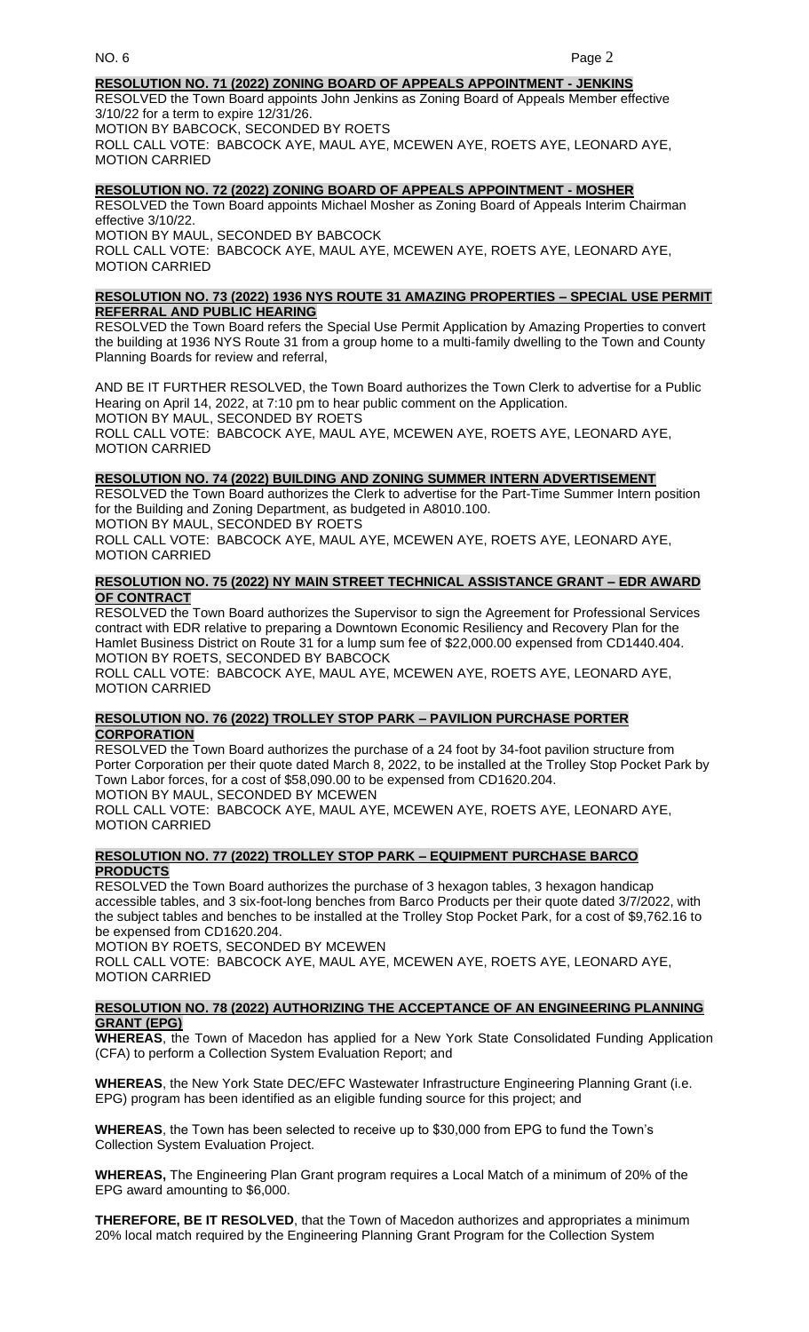**RESOLUTION NO. 71 (2022) ZONING BOARD OF APPEALS APPOINTMENT - JENKINS**

RESOLVED the Town Board appoints John Jenkins as Zoning Board of Appeals Member effective 3/10/22 for a term to expire 12/31/26.

MOTION BY BABCOCK, SECONDED BY ROETS

ROLL CALL VOTE: BABCOCK AYE, MAUL AYE, MCEWEN AYE, ROETS AYE, LEONARD AYE, MOTION CARRIED

**RESOLUTION NO. 72 (2022) ZONING BOARD OF APPEALS APPOINTMENT - MOSHER**

RESOLVED the Town Board appoints Michael Mosher as Zoning Board of Appeals Interim Chairman effective 3/10/22.

MOTION BY MAUL, SECONDED BY BABCOCK

ROLL CALL VOTE: BABCOCK AYE, MAUL AYE, MCEWEN AYE, ROETS AYE, LEONARD AYE, MOTION CARRIED

**RESOLUTION NO. 73 (2022) 1936 NYS ROUTE 31 AMAZING PROPERTIES – SPECIAL USE PERMIT REFERRAL AND PUBLIC HEARING**

RESOLVED the Town Board refers the Special Use Permit Application by Amazing Properties to convert the building at 1936 NYS Route 31 from a group home to a multi-family dwelling to the Town and County Planning Boards for review and referral,

AND BE IT FURTHER RESOLVED, the Town Board authorizes the Town Clerk to advertise for a Public Hearing on April 14, 2022, at 7:10 pm to hear public comment on the Application.

MOTION BY MAUL, SECONDED BY ROETS

ROLL CALL VOTE: BABCOCK AYE, MAUL AYE, MCEWEN AYE, ROETS AYE, LEONARD AYE, MOTION CARRIED

**RESOLUTION NO. 74 (2022) BUILDING AND ZONING SUMMER INTERN ADVERTISEMENT**

RESOLVED the Town Board authorizes the Clerk to advertise for the Part-Time Summer Intern position for the Building and Zoning Department, as budgeted in A8010.100.

MOTION BY MAUL, SECONDED BY ROETS

ROLL CALL VOTE: BABCOCK AYE, MAUL AYE, MCEWEN AYE, ROETS AYE, LEONARD AYE, MOTION CARRIED

**RESOLUTION NO. 75 (2022) NY MAIN STREET TECHNICAL ASSISTANCE GRANT – EDR AWARD OF CONTRACT**

RESOLVED the Town Board authorizes the Supervisor to sign the Agreement for Professional Services contract with EDR relative to preparing a Downtown Economic Resiliency and Recovery Plan for the Hamlet Business District on Route 31 for a lump sum fee of $22,000.00 expensed from CD1440.404.

MOTION BY ROETS, SECONDED BY BABCOCK

ROLL CALL VOTE: BABCOCK AYE, MAUL AYE, MCEWEN AYE, ROETS AYE, LEONARD AYE, MOTION CARRIED

**RESOLUTION NO. 76 (2022) TROLLEY STOP PARK – PAVILION PURCHASE PORTER CORPORATION**

RESOLVED the Town Board authorizes the purchase of a 24 foot by 34-foot pavilion structure from Porter Corporation per their quote dated March 8, 2022, to be installed at the Trolley Stop Pocket Park by Town Labor forces, for a cost of $58,090.00 to be expensed from CD1620.204.

MOTION BY MAUL, SECONDED BY MCEWEN

ROLL CALL VOTE: BABCOCK AYE, MAUL AYE, MCEWEN AYE, ROETS AYE, LEONARD AYE, MOTION CARRIED

**RESOLUTION NO. 77 (2022) TROLLEY STOP PARK – EQUIPMENT PURCHASE BARCO PRODUCTS**

RESOLVED the Town Board authorizes the purchase of 3 hexagon tables, 3 hexagon handicap accessible tables, and 3 six-foot-long benches from Barco Products per their quote dated 3/7/2022, with the subject tables and benches to be installed at the Trolley Stop Pocket Park, for a cost of $9,762.16 to be expensed from CD1620.204.

MOTION BY ROETS, SECONDED BY MCEWEN

ROLL CALL VOTE: BABCOCK AYE, MAUL AYE, MCEWEN AYE, ROETS AYE, LEONARD AYE, MOTION CARRIED

**RESOLUTION NO. 78 (2022) AUTHORIZING THE ACCEPTANCE OF AN ENGINEERING PLANNING GRANT (EPG)**

**WHEREAS**, the Town of Macedon has applied for a New York State Consolidated Funding Application (CFA) to perform a Collection System Evaluation Report; and

**WHEREAS**, the New York State DEC/EFC Wastewater Infrastructure Engineering Planning Grant (i.e. EPG) program has been identified as an eligible funding source for this project; and

**WHEREAS**, the Town has been selected to receive up to $30,000 from EPG to fund the Town's Collection System Evaluation Project.

**WHEREAS,** The Engineering Plan Grant program requires a Local Match of a minimum of 20% of the EPG award amounting to $6,000.

**THEREFORE, BE IT RESOLVED**, that the Town of Macedon authorizes and appropriates a minimum 20% local match required by the Engineering Planning Grant Program for the Collection System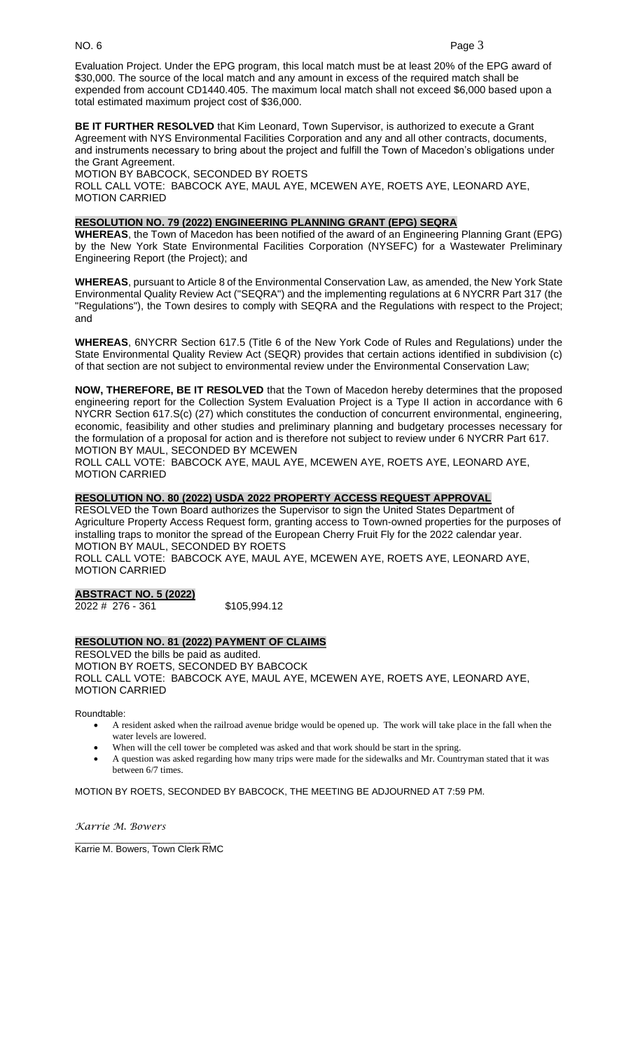Evaluation Project. Under the EPG program, this local match must be at least 20% of the EPG award of $30,000. The source of the local match and any amount in excess of the required match shall be expended from account CD1440.405. The maximum local match shall not exceed $6,000 based upon a total estimated maximum project cost of $36,000.

**BE IT FURTHER RESOLVED** that Kim Leonard, Town Supervisor, is authorized to execute a Grant Agreement with NYS Environmental Facilities Corporation and any and all other contracts, documents, and instruments necessary to bring about the project and fulfill the Town of Macedon's obligations under the Grant Agreement.
MOTION BY BABCOCK, SECONDED BY ROETS
ROLL CALL VOTE: BABCOCK AYE, MAUL AYE, MCEWEN AYE, ROETS AYE, LEONARD AYE, MOTION CARRIED

**RESOLUTION NO. 79 (2022) ENGINEERING PLANNING GRANT (EPG) SEQRA**

**WHEREAS**, the Town of Macedon has been notified of the award of an Engineering Planning Grant (EPG) by the New York State Environmental Facilities Corporation (NYSEFC) for a Wastewater Preliminary Engineering Report (the Project); and

**WHEREAS**, pursuant to Article 8 of the Environmental Conservation Law, as amended, the New York State Environmental Quality Review Act ("SEQRA") and the implementing regulations at 6 NYCRR Part 317 (the "Regulations"), the Town desires to comply with SEQRA and the Regulations with respect to the Project; and

**WHEREAS**, 6NYCRR Section 617.5 (Title 6 of the New York Code of Rules and Regulations) under the State Environmental Quality Review Act (SEQR) provides that certain actions identified in subdivision (c) of that section are not subject to environmental review under the Environmental Conservation Law;

**NOW, THEREFORE, BE IT RESOLVED** that the Town of Macedon hereby determines that the proposed engineering report for the Collection System Evaluation Project is a Type II action in accordance with 6 NYCRR Section 617.S(c) (27) which constitutes the conduction of concurrent environmental, engineering, economic, feasibility and other studies and preliminary planning and budgetary processes necessary for the formulation of a proposal for action and is therefore not subject to review under 6 NYCRR Part 617.
MOTION BY MAUL, SECONDED BY MCEWEN
ROLL CALL VOTE: BABCOCK AYE, MAUL AYE, MCEWEN AYE, ROETS AYE, LEONARD AYE, MOTION CARRIED

**RESOLUTION NO. 80 (2022) USDA 2022 PROPERTY ACCESS REQUEST APPROVAL**

RESOLVED the Town Board authorizes the Supervisor to sign the United States Department of Agriculture Property Access Request form, granting access to Town-owned properties for the purposes of installing traps to monitor the spread of the European Cherry Fruit Fly for the 2022 calendar year.
MOTION BY MAUL, SECONDED BY ROETS
ROLL CALL VOTE: BABCOCK AYE, MAUL AYE, MCEWEN AYE, ROETS AYE, LEONARD AYE, MOTION CARRIED

**ABSTRACT NO. 5 (2022)**

2022 # 276 - 361 $105,994.12

**RESOLUTION NO. 81 (2022) PAYMENT OF CLAIMS**

RESOLVED the bills be paid as audited.
MOTION BY ROETS, SECONDED BY BABCOCK
ROLL CALL VOTE: BABCOCK AYE, MAUL AYE, MCEWEN AYE, ROETS AYE, LEONARD AYE, MOTION CARRIED

Roundtable:

- A resident asked when the railroad avenue bridge would be opened up. The work will take place in the fall when the water levels are lowered.
- When will the cell tower be completed was asked and that work should be start in the spring.
- A question was asked regarding how many trips were made for the sidewalks and Mr. Countryman stated that it was between 6/7 times.

MOTION BY ROETS, SECONDED BY BABCOCK, THE MEETING BE ADJOURNED AT 7:59 PM.

*Karrie M. Bowers*

Karrie M. Bowers, Town Clerk RMC